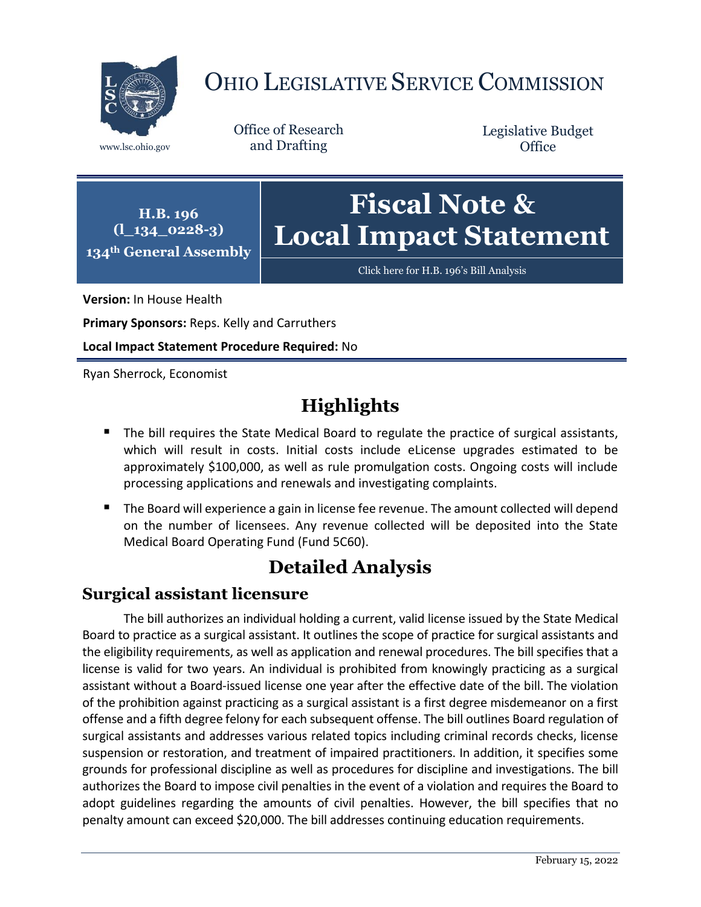# OHIO LEGISLATIVE SERVICE COMMISSION

www.lsc.ohio.gov

Office of Research and Drafting

Legislative Budget Office

**H.B. 196**
**(l_134_0228-3)**
**134th General Assembly**

# Fiscal Note & Local Impact Statement

Click here for H.B. 196's Bill Analysis

**Version:** In House Health

**Primary Sponsors:** Reps. Kelly and Carruthers

**Local Impact Statement Procedure Required:** No

Ryan Sherrock, Economist

## Highlights

- The bill requires the State Medical Board to regulate the practice of surgical assistants, which will result in costs. Initial costs include eLicense upgrades estimated to be approximately $100,000, as well as rule promulgation costs. Ongoing costs will include processing applications and renewals and investigating complaints.
- The Board will experience a gain in license fee revenue. The amount collected will depend on the number of licensees. Any revenue collected will be deposited into the State Medical Board Operating Fund (Fund 5C60).

## Detailed Analysis

### Surgical assistant licensure

The bill authorizes an individual holding a current, valid license issued by the State Medical Board to practice as a surgical assistant. It outlines the scope of practice for surgical assistants and the eligibility requirements, as well as application and renewal procedures. The bill specifies that a license is valid for two years. An individual is prohibited from knowingly practicing as a surgical assistant without a Board-issued license one year after the effective date of the bill. The violation of the prohibition against practicing as a surgical assistant is a first degree misdemeanor on a first offense and a fifth degree felony for each subsequent offense. The bill outlines Board regulation of surgical assistants and addresses various related topics including criminal records checks, license suspension or restoration, and treatment of impaired practitioners. In addition, it specifies some grounds for professional discipline as well as procedures for discipline and investigations. The bill authorizes the Board to impose civil penalties in the event of a violation and requires the Board to adopt guidelines regarding the amounts of civil penalties. However, the bill specifies that no penalty amount can exceed $20,000. The bill addresses continuing education requirements.

February 15, 2022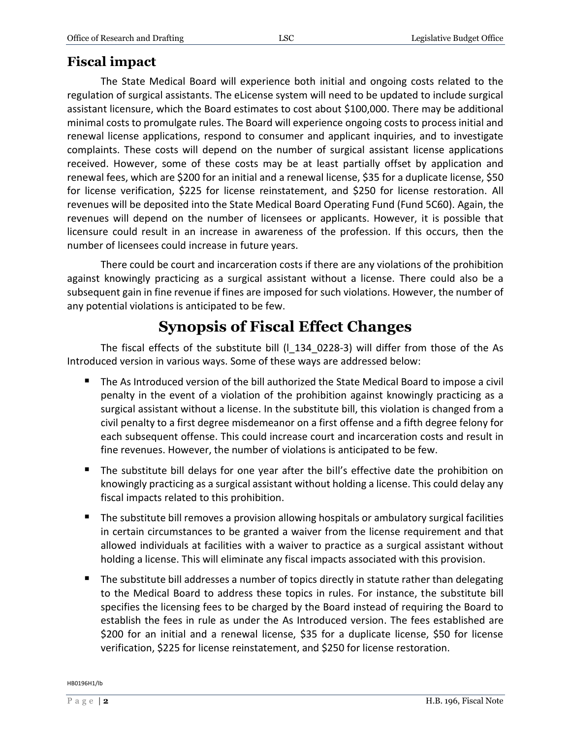## Fiscal impact

The State Medical Board will experience both initial and ongoing costs related to the regulation of surgical assistants. The eLicense system will need to be updated to include surgical assistant licensure, which the Board estimates to cost about $100,000. There may be additional minimal costs to promulgate rules. The Board will experience ongoing costs to process initial and renewal license applications, respond to consumer and applicant inquiries, and to investigate complaints. These costs will depend on the number of surgical assistant license applications received. However, some of these costs may be at least partially offset by application and renewal fees, which are $200 for an initial and a renewal license, $35 for a duplicate license, $50 for license verification, $225 for license reinstatement, and $250 for license restoration. All revenues will be deposited into the State Medical Board Operating Fund (Fund 5C60). Again, the revenues will depend on the number of licensees or applicants. However, it is possible that licensure could result in an increase in awareness of the profession. If this occurs, then the number of licensees could increase in future years.

There could be court and incarceration costs if there are any violations of the prohibition against knowingly practicing as a surgical assistant without a license. There could also be a subsequent gain in fine revenue if fines are imposed for such violations. However, the number of any potential violations is anticipated to be few.

# Synopsis of Fiscal Effect Changes

The fiscal effects of the substitute bill (l_134_0228-3) will differ from those of the As Introduced version in various ways. Some of these ways are addressed below:

- The As Introduced version of the bill authorized the State Medical Board to impose a civil penalty in the event of a violation of the prohibition against knowingly practicing as a surgical assistant without a license. In the substitute bill, this violation is changed from a civil penalty to a first degree misdemeanor on a first offense and a fifth degree felony for each subsequent offense. This could increase court and incarceration costs and result in fine revenues. However, the number of violations is anticipated to be few.
- The substitute bill delays for one year after the bill's effective date the prohibition on knowingly practicing as a surgical assistant without holding a license. This could delay any fiscal impacts related to this prohibition.
- The substitute bill removes a provision allowing hospitals or ambulatory surgical facilities in certain circumstances to be granted a waiver from the license requirement and that allowed individuals at facilities with a waiver to practice as a surgical assistant without holding a license. This will eliminate any fiscal impacts associated with this provision.
- The substitute bill addresses a number of topics directly in statute rather than delegating to the Medical Board to address these topics in rules. For instance, the substitute bill specifies the licensing fees to be charged by the Board instead of requiring the Board to establish the fees in rule as under the As Introduced version. The fees established are $200 for an initial and a renewal license, $35 for a duplicate license, $50 for license verification, $225 for license reinstatement, and $250 for license restoration.

HB0196H1/lb